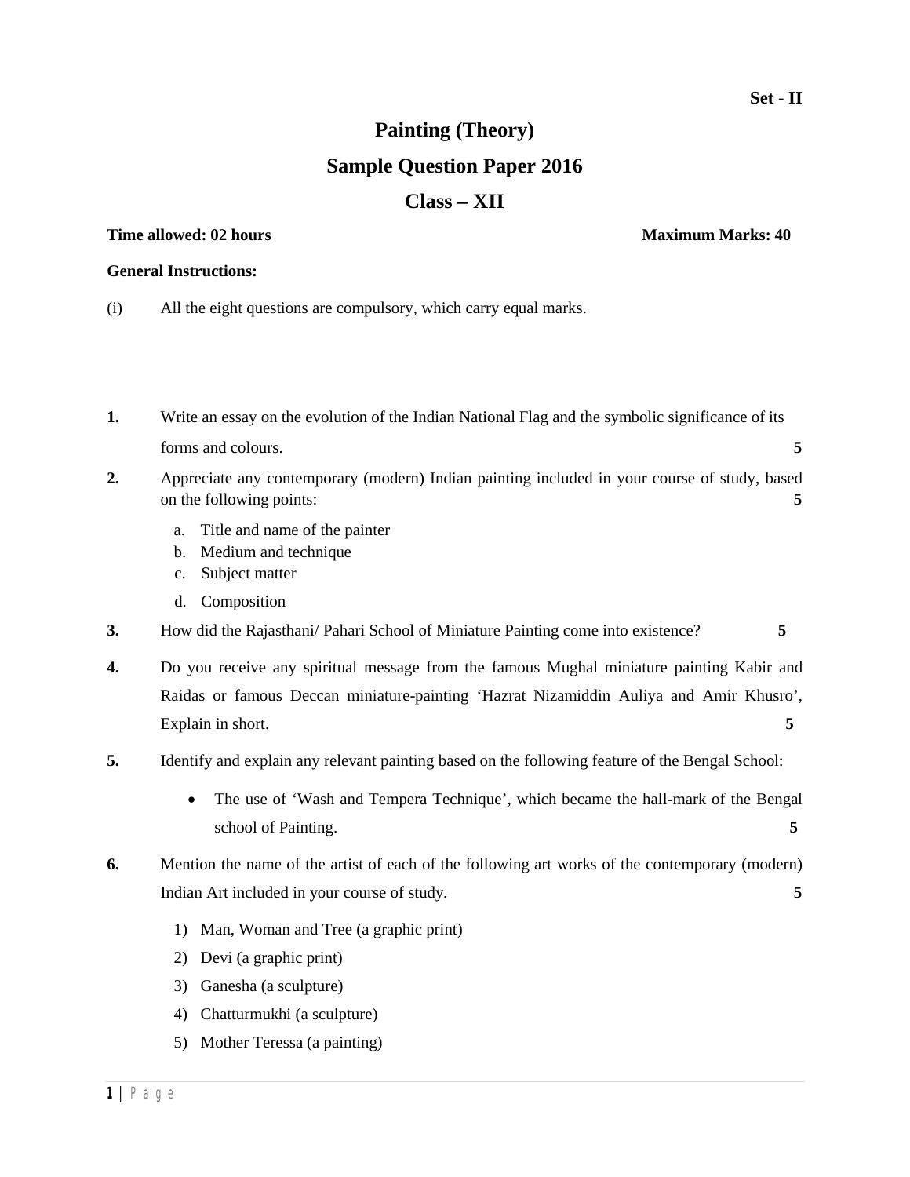Set - II

# Painting (Theory)

## Sample Question Paper 2016

## Class – XII

**Time allowed: 02 hours** **Maximum Marks: 40**

**General Instructions:**

(i) All the eight questions are compulsory, which carry equal marks.

**1.** Write an essay on the evolution of the Indian National Flag and the symbolic significance of its forms and colours. **5**

**2.** Appreciate any contemporary (modern) Indian painting included in your course of study, based on the following points: **5**

a. Title and name of the painter
b. Medium and technique
c. Subject matter
d. Composition

**3.** How did the Rajasthani/ Pahari School of Miniature Painting come into existence? **5**

**4.** Do you receive any spiritual message from the famous Mughal miniature painting Kabir and Raidas or famous Deccan miniature-painting 'Hazrat Nizamiddin Auliya and Amir Khusro', Explain in short. **5**

**5.** Identify and explain any relevant painting based on the following feature of the Bengal School:

- The use of 'Wash and Tempera Technique', which became the hall-mark of the Bengal school of Painting. **5**

**6.** Mention the name of the artist of each of the following art works of the contemporary (modern) Indian Art included in your course of study. **5**

1) Man, Woman and Tree (a graphic print)
2) Devi (a graphic print)
3) Ganesha (a sculpture)
4) Chatturmukhi (a sculpture)
5) Mother Teressa (a painting)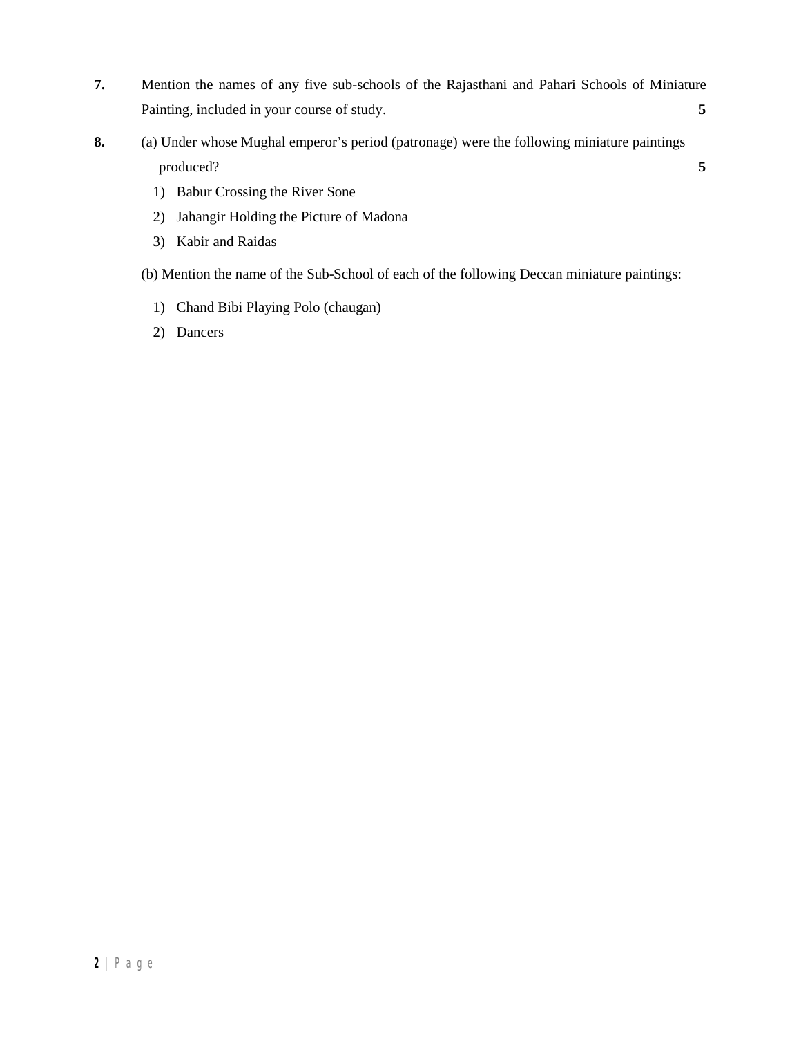**7.** Mention the names of any five sub-schools of the Rajasthani and Pahari Schools of Miniature Painting, included in your course of study. **5**

**8.** (a) Under whose Mughal emperor's period (patronage) were the following miniature paintings produced? **5**

1) Babur Crossing the River Sone
2) Jahangir Holding the Picture of Madona
3) Kabir and Raidas

(b) Mention the name of the Sub-School of each of the following Deccan miniature paintings:

1) Chand Bibi Playing Polo (chaugan)
2) Dancers